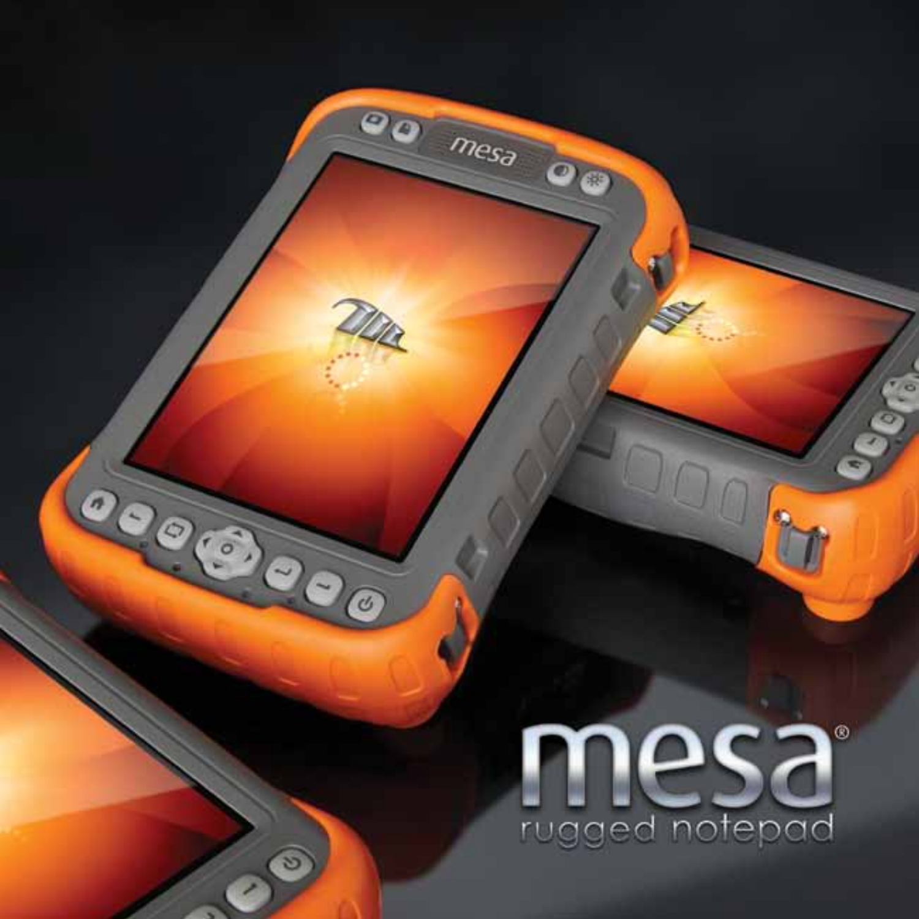# mesa®

rugged notepad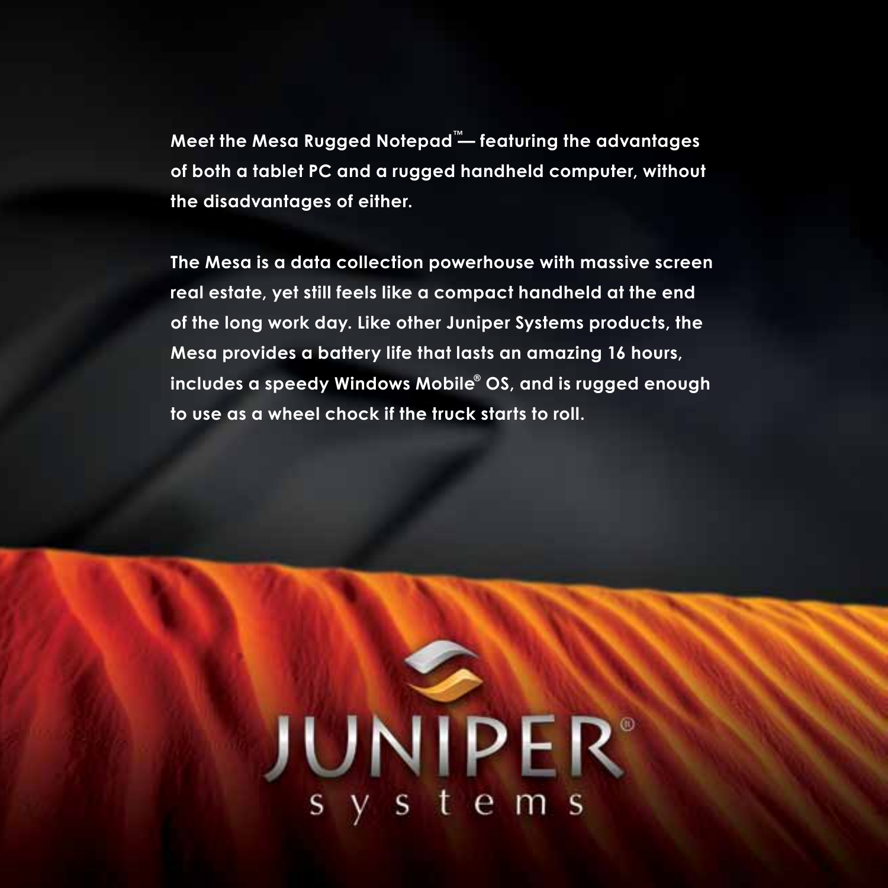**Meet the Mesa Rugged Notepad™— featuring the advantages of both a tablet PC and a rugged handheld computer, without the disadvantages of either.**

**The Mesa is a data collection powerhouse with massive screen real estate, yet still feels like a compact handheld at the end of the long work day. Like other Juniper Systems products, the Mesa provides a battery life that lasts an amazing 16 hours, includes a speedy Windows Mobile® OS, and is rugged enough to use as a wheel chock if the truck starts to roll.**

JUNIPER® systems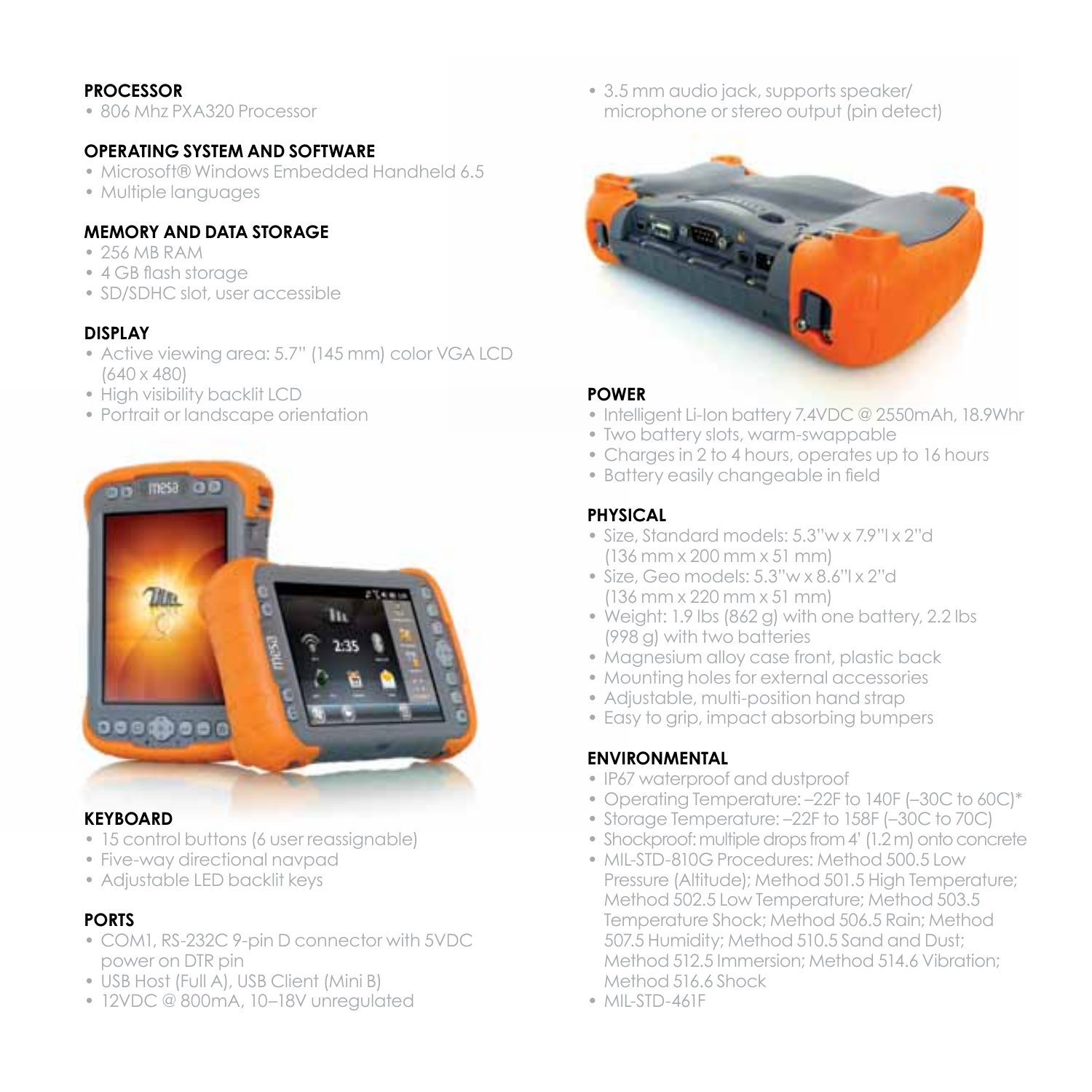## PROCESSOR

- 806 Mhz PXA320 Processor

## OPERATING SYSTEM AND SOFTWARE

- Microsoft® Windows Embedded Handheld 6.5
- Multiple languages

## MEMORY AND DATA STORAGE

- 256 MB RAM
- 4 GB flash storage
- SD/SDHC slot, user accessible

## DISPLAY

- Active viewing area: 5.7" (145 mm) color VGA LCD (640 x 480)
- High visibility backlit LCD
- Portrait or landscape orientation

## KEYBOARD

- 15 control buttons (6 user reassignable)
- Five-way directional navpad
- Adjustable LED backlit keys

## PORTS

- COM1, RS-232C 9-pin D connector with 5VDC power on DTR pin
- USB Host (Full A), USB Client (Mini B)
- 12VDC @ 800mA, 10–18V unregulated
- 3.5 mm audio jack, supports speaker/ microphone or stereo output (pin detect)

## POWER

- Intelligent Li-Ion battery 7.4VDC @ 2550mAh, 18.9Whr
- Two battery slots, warm-swappable
- Charges in 2 to 4 hours, operates up to 16 hours
- Battery easily changeable in field

## PHYSICAL

- Size, Standard models: 5.3"w x 7.9"l x 2"d (136 mm x 200 mm x 51 mm)
- Size, Geo models: 5.3"w x 8.6"l x 2"d (136 mm x 220 mm x 51 mm)
- Weight: 1.9 lbs (862 g) with one battery, 2.2 lbs (998 g) with two batteries
- Magnesium alloy case front, plastic back
- Mounting holes for external accessories
- Adjustable, multi-position hand strap
- Easy to grip, impact absorbing bumpers

## ENVIRONMENTAL

- IP67 waterproof and dustproof
- Operating Temperature: –22F to 140F (–30C to 60C)*
- Storage Temperature: –22F to 158F (–30C to 70C)
- Shockproof: multiple drops from 4' (1.2 m) onto concrete
- MIL-STD-810G Procedures: Method 500.5 Low Pressure (Altitude); Method 501.5 High Temperature; Method 502.5 Low Temperature; Method 503.5 Temperature Shock; Method 506.5 Rain; Method 507.5 Humidity; Method 510.5 Sand and Dust; Method 512.5 Immersion; Method 514.6 Vibration; Method 516.6 Shock
- MIL-STD-461F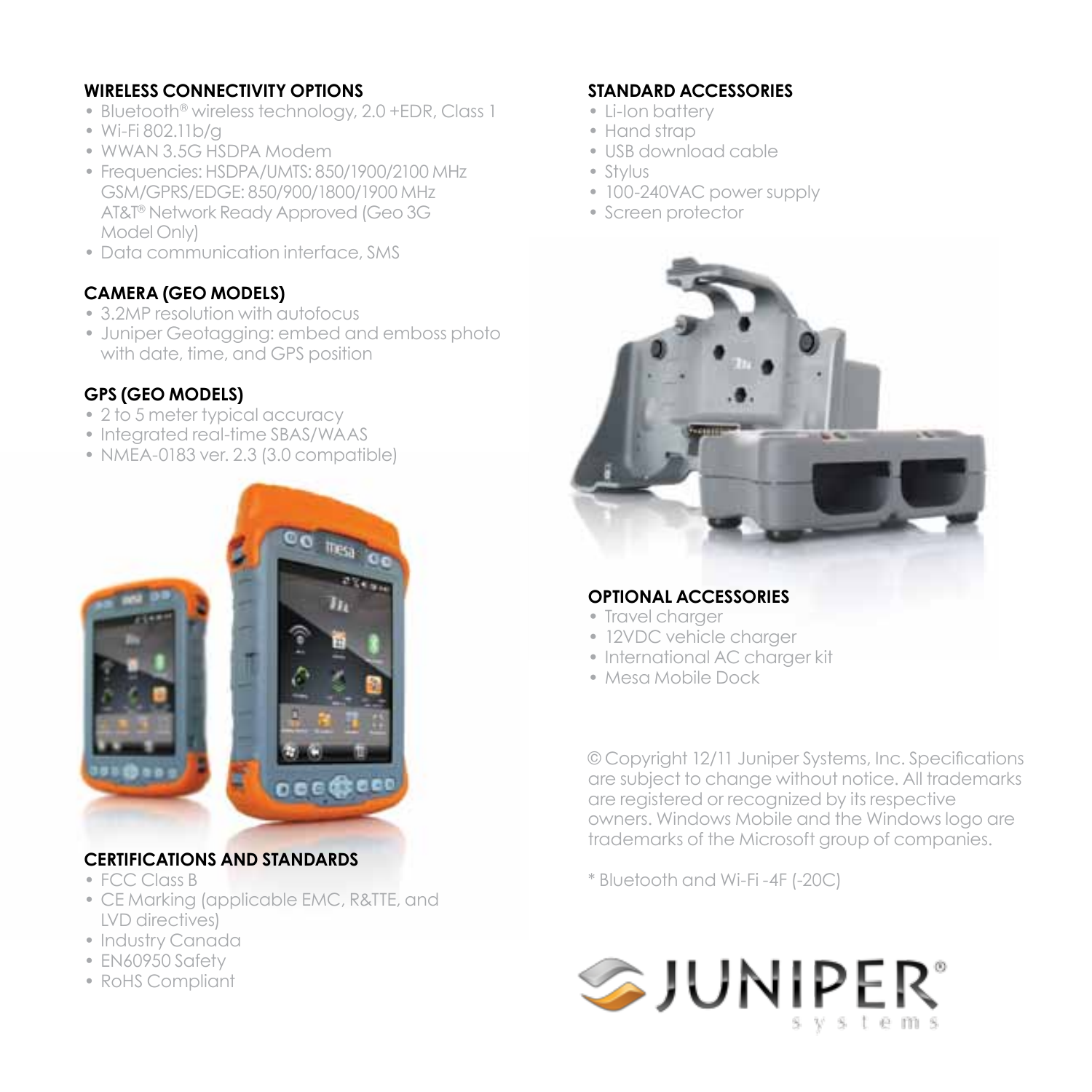## WIRELESS CONNECTIVITY OPTIONS

- Bluetooth® wireless technology, 2.0 +EDR, Class 1
- Wi-Fi 802.11b/g
- WWAN 3.5G HSDPA Modem
- Frequencies: HSDPA/UMTS: 850/1900/2100 MHz GSM/GPRS/EDGE: 850/900/1800/1900 MHz AT&T® Network Ready Approved (Geo 3G Model Only)
- Data communication interface, SMS

## CAMERA (GEO MODELS)

- 3.2MP resolution with autofocus
- Juniper Geotagging: embed and emboss photo with date, time, and GPS position

## GPS (GEO MODELS)

- 2 to 5 meter typical accuracy
- Integrated real-time SBAS/WAAS
- NMEA-0183 ver. 2.3 (3.0 compatible)

## CERTIFICATIONS AND STANDARDS

- FCC Class B
- CE Marking (applicable EMC, R&TTE, and LVD directives)
- Industry Canada
- EN60950 Safety
- RoHS Compliant

## STANDARD ACCESSORIES

- Li-Ion battery
- Hand strap
- USB download cable
- Stylus
- 100-240VAC power supply
- Screen protector

## OPTIONAL ACCESSORIES

- Travel charger
- 12VDC vehicle charger
- International AC charger kit
- Mesa Mobile Dock

© Copyright 12/11 Juniper Systems, Inc. Specifications are subject to change without notice. All trademarks are registered or recognized by its respective owners. Windows Mobile and the Windows logo are trademarks of the Microsoft group of companies.

* Bluetooth and Wi-Fi -4F (-20C)

JUNIPER® systems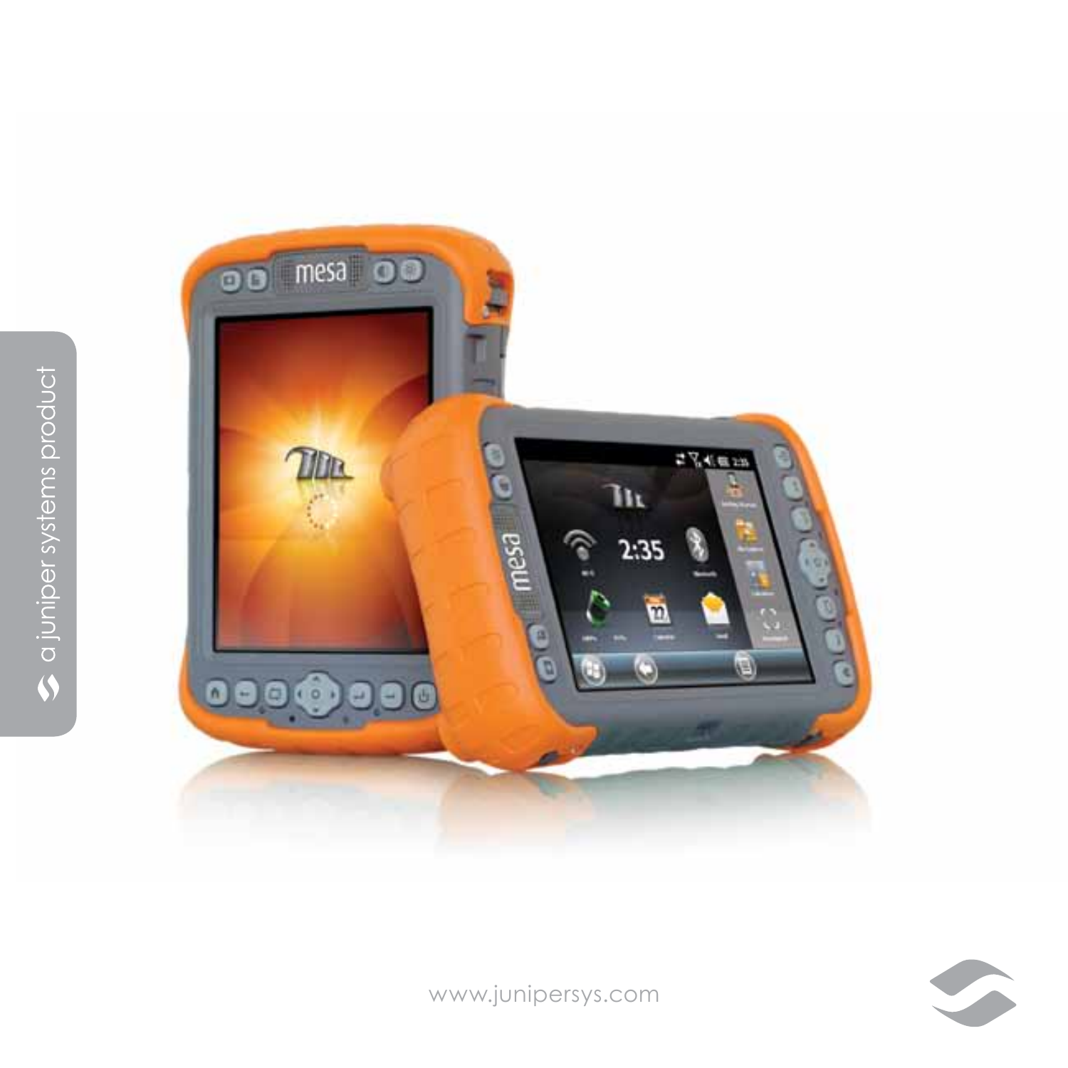a juniper systems product

www.junipersys.com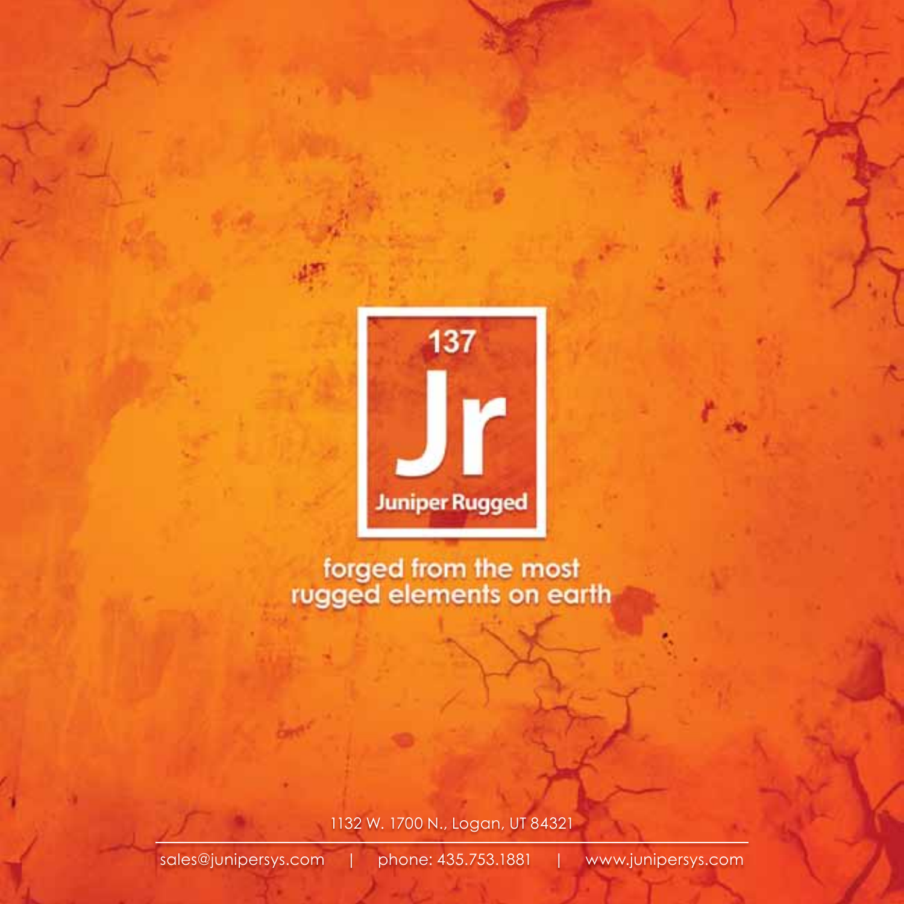137

Jr

Juniper Rugged

forged from the most
rugged elements on earth

1132 W. 1700 N., Logan, UT 84321

sales@junipersys.com | phone: 435.753.1881 | www.junipersys.com